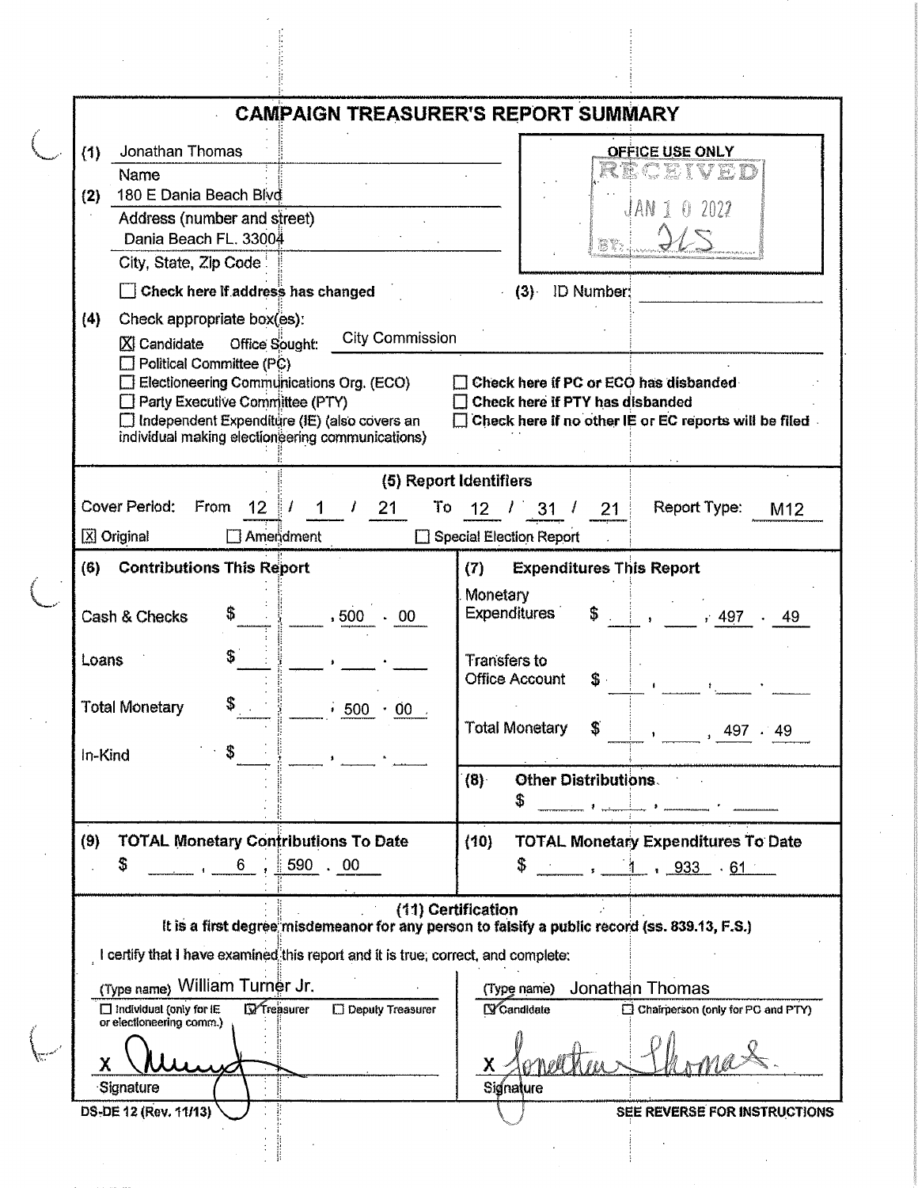# CAMPAIGN TREASURER'S REPORT SUMMARY

**(1)** Jonathan Thomas
Name

**(2)** 180 E Dania Beach Blvd
Address (number and street)

Dania Beach FL. 33004
City, State, Zip Code

☐ **Check here if address has changed**

**OFFICE USE ONLY**
RECEIVED
JAN 10 2022
BY: JLS

**(3)** ID Number: ______

**(4)** Check appropriate box(es):

☒ Candidate Office Sought: City Commission
☐ Political Committee (PC)
☐ Electioneering Communications Org. (ECO)
☐ Party Executive Committee (PTY)
☐ Independent Expenditure (IE) (also covers an individual making electioneering communications)

☐ **Check here if PC or ECO has disbanded**
☐ **Check here if PTY has disbanded**
☐ **Check here if no other IE or EC reports will be filed**

## (5) Report Identifiers

Cover Period: From 12 / 1 / 21 To 12 / 31 / 21 Report Type: M12

☒ Original ☐ Amendment ☐ Special Election Report

| (6) Contributions This Report | | (7) Expenditures This Report | |
|---|---|---|---|
| Cash & Checks | $ 500.00 | Monetary Expenditures | $ 497.49 |
| Loans | $ | Transfers to Office Account | $ |
| Total Monetary | $ 500.00 | Total Monetary | $ 497.49 |
| In-Kind | $ | **(8) Other Distributions** | $ |

| (9) TOTAL Monetary Contributions To Date | (10) TOTAL Monetary Expenditures To Date |
|---|---|
| $ 6,590.00 | $ 1,933.61 |

## (11) Certification

**It is a first degree misdemeanor for any person to falsify a public record (ss. 839.13, F.S.)**

I certify that I have examined this report and it is true, correct, and complete:

(Type name) William Turner Jr.
☐ Individual (only for IE or electioneering comm.) ☑ Treasurer ☐ Deputy Treasurer

X [signature]
Signature

(Type name) Jonathan Thomas
☑ Candidate ☐ Chairperson (only for PC and PTY)

X [signature: Jonathan Thomas]
Signature

DS-DE 12 (Rev. 11/13)

**SEE REVERSE FOR INSTRUCTIONS**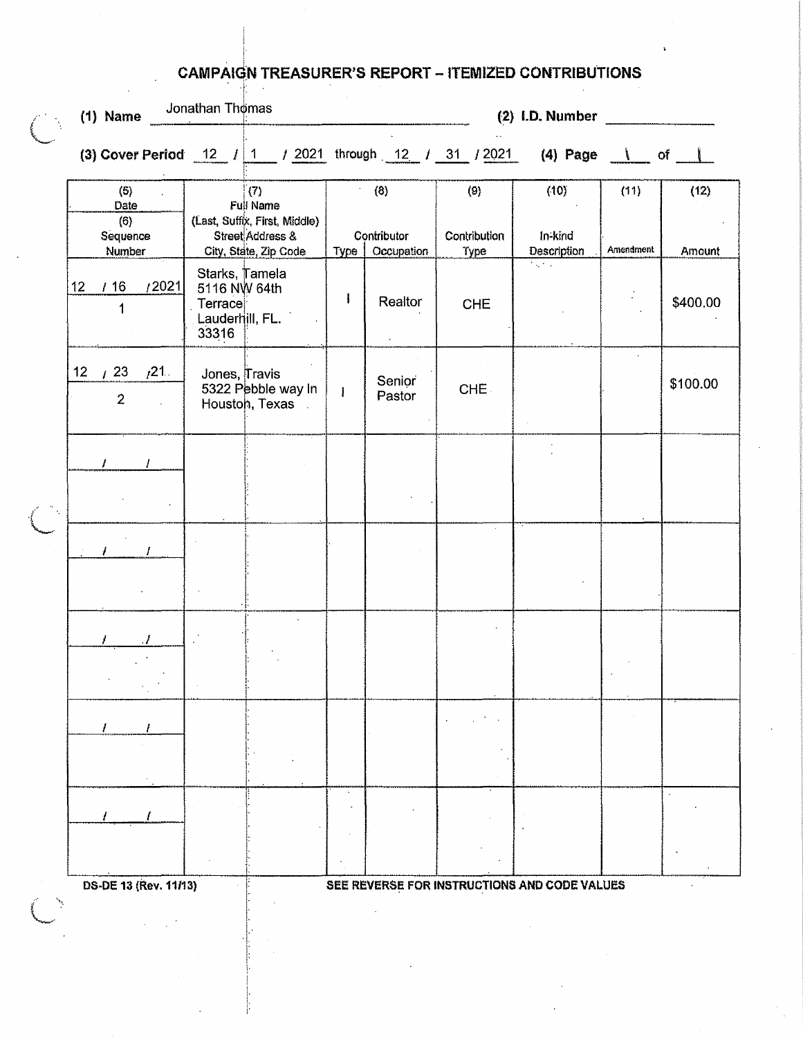# CAMPAIGN TREASURER'S REPORT – ITEMIZED CONTRIBUTIONS

**(1) Name** Jonathan Thomas **(2) I.D. Number** ____________

**(3) Cover Period** 12 / 1 / 2021 through 12 / 31 / 2021 **(4) Page** 1 of 1

| (5) Date / (6) Sequence Number | (7) Full Name (Last, Suffix, First, Middle) Street Address & City, State, Zip Code | (8) Contributor Type | (8) Contributor Occupation | (9) Contribution Type | (10) In-kind Description | (11) Amendment | (12) Amount |
|---|---|---|---|---|---|---|---|
| 12 / 16 / 2021<br>1 | Starks, Tamela<br>5116 NW 64th Terrace<br>Lauderhill, FL. 33316 | I | Realtor | CHE | | | $400.00 |
| 12 / 23 / 21<br>2 | Jones, Travis<br>5322 Pebble way ln<br>Houston, Texas | I | Senior Pastor | CHE | | | $100.00 |
| / / | | | | | | | |
| / / | | | | | | | |
| / / | | | | | | | |
| / / | | | | | | | |
| / / | | | | | | | |

DS-DE 13 (Rev. 11/13)

SEE REVERSE FOR INSTRUCTIONS AND CODE VALUES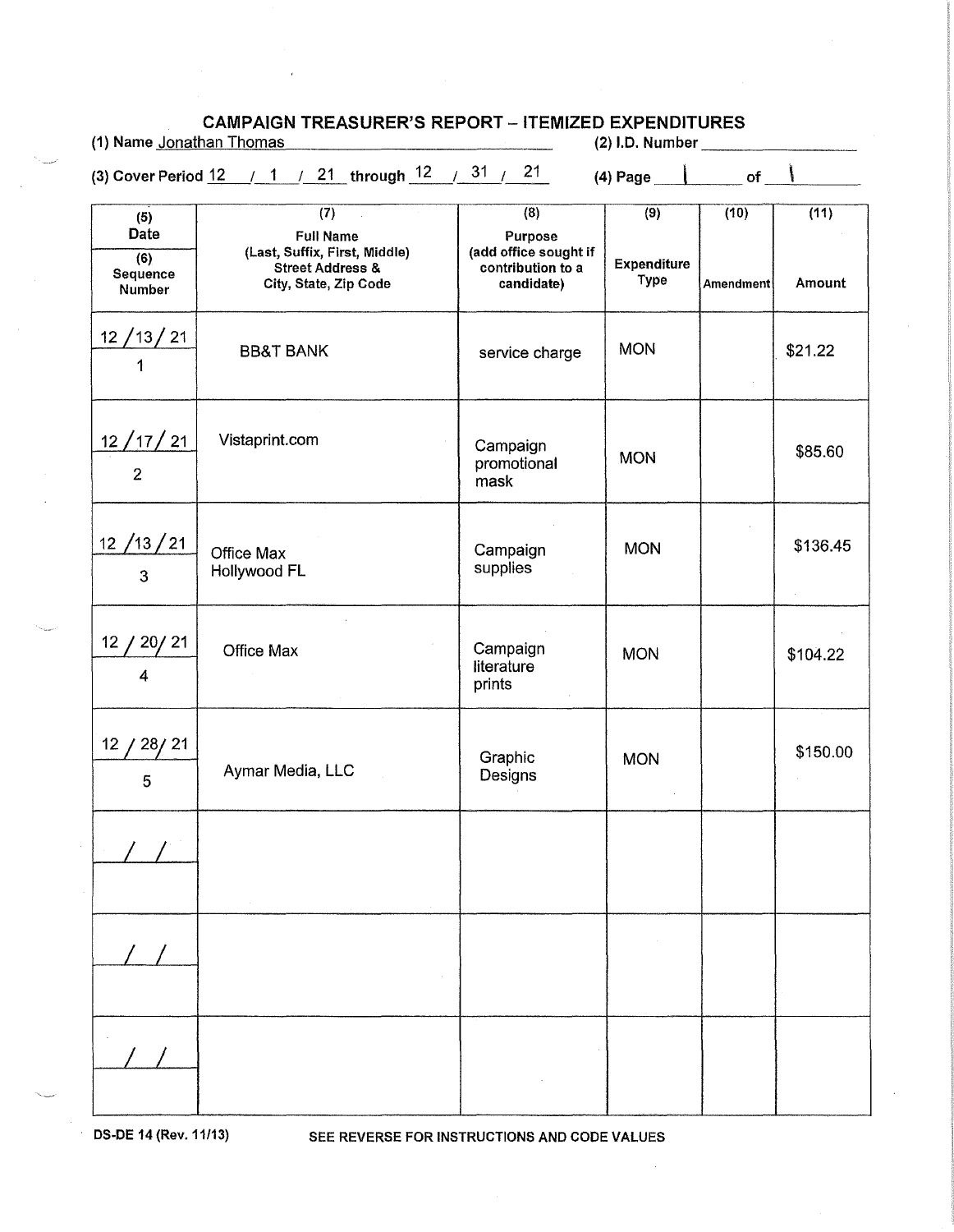## CAMPAIGN TREASURER'S REPORT – ITEMIZED EXPENDITURES

(1) Name Jonathan Thomas (2) I.D. Number

(3) Cover Period 12 / 1 / 21 through 12 / 31 / 21 (4) Page 1 of 1

| (5) Date / (6) Sequence Number | (7) Full Name (Last, Suffix, First, Middle) Street Address & City, State, Zip Code | (8) Purpose (add office sought if contribution to a candidate) | (9) Expenditure Type | (10) Amendment | (11) Amount |
|---|---|---|---|---|---|
| 12 / 13 / 21<br>1 | BB&T BANK | service charge | MON | | $21.22 |
| 12 / 17 / 21<br>2 | Vistaprint.com | Campaign promotional mask | MON | | $85.60 |
| 12 / 13 / 21<br>3 | Office Max<br>Hollywood FL | Campaign supplies | MON | | $136.45 |
| 12 / 20 / 21<br>4 | Office Max | Campaign literature prints | MON | | $104.22 |
| 12 / 28 / 21<br>5 | Aymar Media, LLC | Graphic Designs | MON | | $150.00 |
| / / | | | | | |
| / / | | | | | |
| / / | | | | | |

DS-DE 14 (Rev. 11/13) SEE REVERSE FOR INSTRUCTIONS AND CODE VALUES